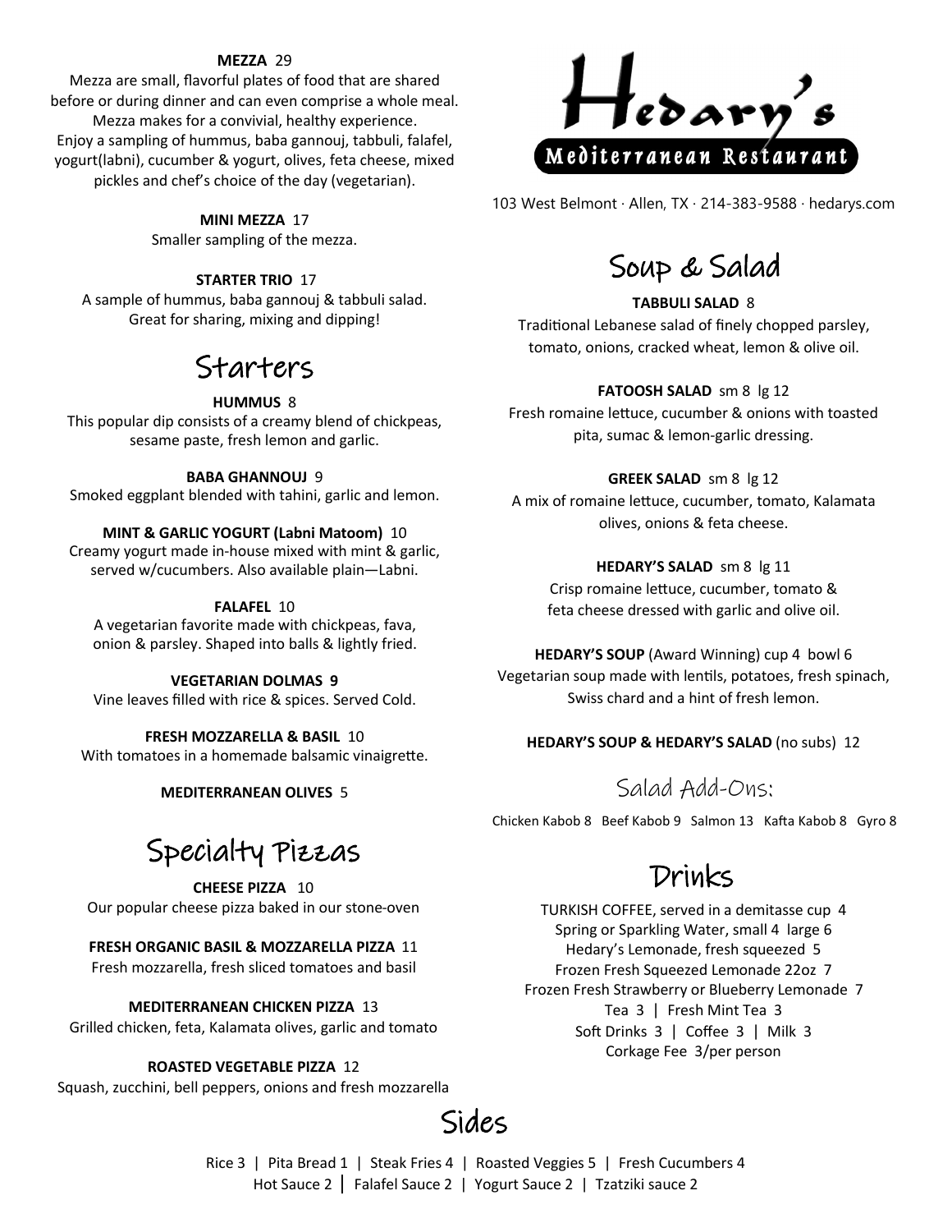# Hedary's

**Mediterranean Restaurant**

103 West Belmont · Allen, TX · 214-383-9588 · hedarys.com

**MEZZA** 29

Mezza are small, flavorful plates of food that are shared before or during dinner and can even comprise a whole meal. Mezza makes for a convivial, healthy experience. Enjoy a sampling of hummus, baba gannouj, tabbuli, falafel, yogurt(labni), cucumber & yogurt, olives, feta cheese, mixed pickles and chef's choice of the day (vegetarian).

**MINI MEZZA** 17

Smaller sampling of the mezza.

**STARTER TRIO** 17

A sample of hummus, baba gannouj & tabbuli salad. Great for sharing, mixing and dipping!

## Starters

**HUMMUS** 8

This popular dip consists of a creamy blend of chickpeas, sesame paste, fresh lemon and garlic.

**BABA GHANNOUJ** 9

Smoked eggplant blended with tahini, garlic and lemon.

**MINT & GARLIC YOGURT (Labni Matoom)** 10

Creamy yogurt made in-house mixed with mint & garlic, served w/cucumbers. Also available plain—Labni.

**FALAFEL** 10

A vegetarian favorite made with chickpeas, fava, onion & parsley. Shaped into balls & lightly fried.

**VEGETARIAN DOLMAS** 9

Vine leaves filled with rice & spices. Served Cold.

**FRESH MOZZARELLA & BASIL** 10

With tomatoes in a homemade balsamic vinaigrette.

**MEDITERRANEAN OLIVES** 5

## Specialty Pizzas

**CHEESE PIZZA** 10

Our popular cheese pizza baked in our stone-oven

**FRESH ORGANIC BASIL & MOZZARELLA PIZZA** 11

Fresh mozzarella, fresh sliced tomatoes and basil

**MEDITERRANEAN CHICKEN PIZZA** 13

Grilled chicken, feta, Kalamata olives, garlic and tomato

**ROASTED VEGETABLE PIZZA** 12

Squash, zucchini, bell peppers, onions and fresh mozzarella

## Soup & Salad

**TABBULI SALAD** 8

Traditional Lebanese salad of finely chopped parsley, tomato, onions, cracked wheat, lemon & olive oil.

**FATOOSH SALAD** sm 8 lg 12

Fresh romaine lettuce, cucumber & onions with toasted pita, sumac & lemon-garlic dressing.

**GREEK SALAD** sm 8 lg 12

A mix of romaine lettuce, cucumber, tomato, Kalamata olives, onions & feta cheese.

**HEDARY'S SALAD** sm 8 lg 11

Crisp romaine lettuce, cucumber, tomato & feta cheese dressed with garlic and olive oil.

**HEDARY'S SOUP** (Award Winning) cup 4 bowl 6

Vegetarian soup made with lentils, potatoes, fresh spinach, Swiss chard and a hint of fresh lemon.

**HEDARY'S SOUP & HEDARY'S SALAD** (no subs) 12

### Salad Add-Ons:

Chicken Kabob 8 Beef Kabob 9 Salmon 13 Kafta Kabob 8 Gyro 8

## Drinks

TURKISH COFFEE, served in a demitasse cup 4
Spring or Sparkling Water, small 4 large 6
Hedary's Lemonade, fresh squeezed 5
Frozen Fresh Squeezed Lemonade 22oz 7
Frozen Fresh Strawberry or Blueberry Lemonade 7
Tea 3 | Fresh Mint Tea 3
Soft Drinks 3 | Coffee 3 | Milk 3
Corkage Fee 3/per person

## Sides

Rice 3 | Pita Bread 1 | Steak Fries 4 | Roasted Veggies 5 | Fresh Cucumbers 4
Hot Sauce 2 | Falafel Sauce 2 | Yogurt Sauce 2 | Tzatziki sauce 2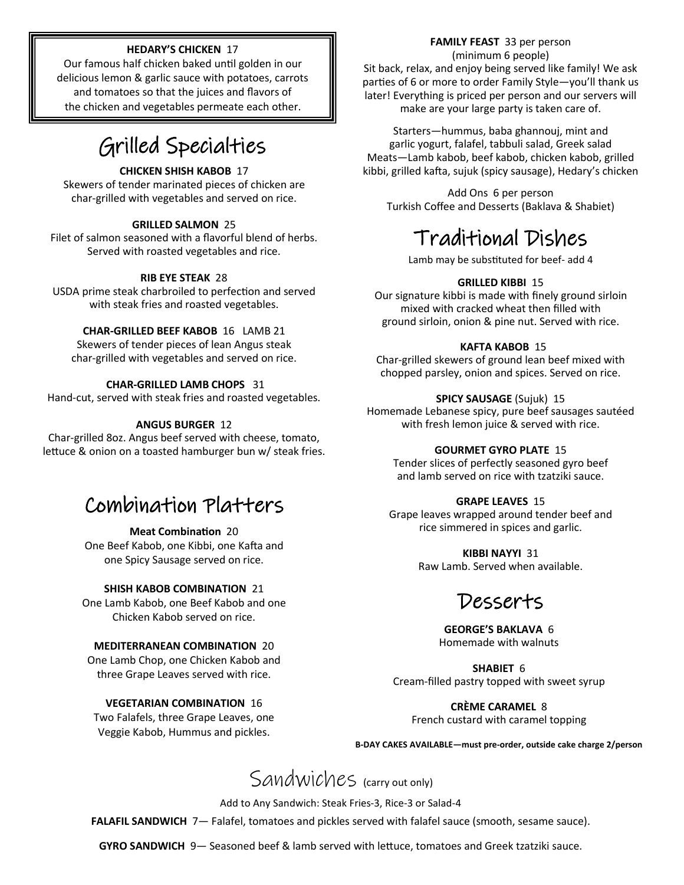**HEDARY'S CHICKEN** 17
Our famous half chicken baked until golden in our delicious lemon & garlic sauce with potatoes, carrots and tomatoes so that the juices and flavors of the chicken and vegetables permeate each other.

## Grilled Specialties

**CHICKEN SHISH KABOB** 17
Skewers of tender marinated pieces of chicken are char-grilled with vegetables and served on rice.

**GRILLED SALMON** 25
Filet of salmon seasoned with a flavorful blend of herbs. Served with roasted vegetables and rice.

**RIB EYE STEAK** 28
USDA prime steak charbroiled to perfection and served with steak fries and roasted vegetables.

**CHAR-GRILLED BEEF KABOB** 16 LAMB 21
Skewers of tender pieces of lean Angus steak char-grilled with vegetables and served on rice.

**CHAR-GRILLED LAMB CHOPS** 31
Hand-cut, served with steak fries and roasted vegetables.

**ANGUS BURGER** 12
Char-grilled 8oz. Angus beef served with cheese, tomato, lettuce & onion on a toasted hamburger bun w/ steak fries.

## Combination Platters

**Meat Combination** 20
One Beef Kabob, one Kibbi, one Kafta and one Spicy Sausage served on rice.

**SHISH KABOB COMBINATION** 21
One Lamb Kabob, one Beef Kabob and one Chicken Kabob served on rice.

**MEDITERRANEAN COMBINATION** 20
One Lamb Chop, one Chicken Kabob and three Grape Leaves served with rice.

**VEGETARIAN COMBINATION** 16
Two Falafels, three Grape Leaves, one Veggie Kabob, Hummus and pickles.

**FAMILY FEAST** 33 per person
(minimum 6 people)
Sit back, relax, and enjoy being served like family! We ask parties of 6 or more to order Family Style—you'll thank us later! Everything is priced per person and our servers will make are your large party is taken care of.

Starters—hummus, baba ghannouj, mint and garlic yogurt, falafel, tabbuli salad, Greek salad
Meats—Lamb kabob, beef kabob, chicken kabob, grilled kibbi, grilled kafta, sujuk (spicy sausage), Hedary's chicken

Add Ons 6 per person
Turkish Coffee and Desserts (Baklava & Shabiet)

## Traditional Dishes

Lamb may be substituted for beef- add 4

**GRILLED KIBBI** 15
Our signature kibbi is made with finely ground sirloin mixed with cracked wheat then filled with ground sirloin, onion & pine nut. Served with rice.

**KAFTA KABOB** 15
Char-grilled skewers of ground lean beef mixed with chopped parsley, onion and spices. Served on rice.

**SPICY SAUSAGE** (Sujuk) 15
Homemade Lebanese spicy, pure beef sausages sautéed with fresh lemon juice & served with rice.

**GOURMET GYRO PLATE** 15
Tender slices of perfectly seasoned gyro beef and lamb served on rice with tzatziki sauce.

**GRAPE LEAVES** 15
Grape leaves wrapped around tender beef and rice simmered in spices and garlic.

**KIBBI NAYYI** 31
Raw Lamb. Served when available.

## Desserts

**GEORGE'S BAKLAVA** 6
Homemade with walnuts

**SHABIET** 6
Cream-filled pastry topped with sweet syrup

**CRÈME CARAMEL** 8
French custard with caramel topping

**B-DAY CAKES AVAILABLE—must pre-order, outside cake charge 2/person**

## Sandwiches (carry out only)

Add to Any Sandwich: Steak Fries-3, Rice-3 or Salad-4

**FALAFIL SANDWICH** 7— Falafel, tomatoes and pickles served with falafel sauce (smooth, sesame sauce).

**GYRO SANDWICH** 9— Seasoned beef & lamb served with lettuce, tomatoes and Greek tzatziki sauce.